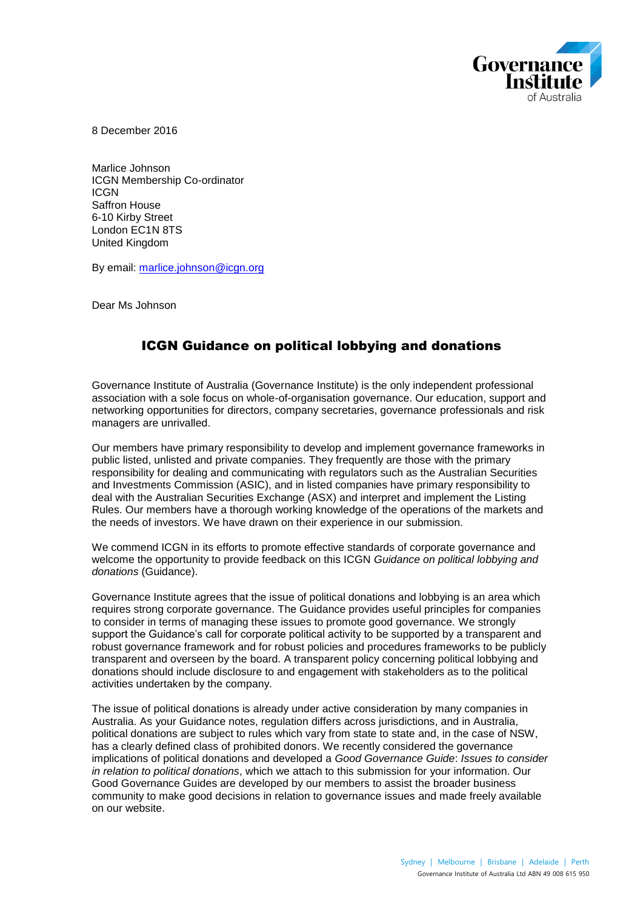8 December 2016

Marlice Johnson
ICGN Membership Co-ordinator
ICGN
Saffron House
6-10 Kirby Street
London EC1N 8TS
United Kingdom

By email: marlice.johnson@icgn.org

Dear Ms Johnson

## ICGN Guidance on political lobbying and donations

Governance Institute of Australia (Governance Institute) is the only independent professional association with a sole focus on whole-of-organisation governance. Our education, support and networking opportunities for directors, company secretaries, governance professionals and risk managers are unrivalled.

Our members have primary responsibility to develop and implement governance frameworks in public listed, unlisted and private companies. They frequently are those with the primary responsibility for dealing and communicating with regulators such as the Australian Securities and Investments Commission (ASIC), and in listed companies have primary responsibility to deal with the Australian Securities Exchange (ASX) and interpret and implement the Listing Rules. Our members have a thorough working knowledge of the operations of the markets and the needs of investors. We have drawn on their experience in our submission.

We commend ICGN in its efforts to promote effective standards of corporate governance and welcome the opportunity to provide feedback on this ICGN *Guidance on political lobbying and donations* (Guidance).

Governance Institute agrees that the issue of political donations and lobbying is an area which requires strong corporate governance. The Guidance provides useful principles for companies to consider in terms of managing these issues to promote good governance. We strongly support the Guidance's call for corporate political activity to be supported by a transparent and robust governance framework and for robust policies and procedures frameworks to be publicly transparent and overseen by the board. A transparent policy concerning political lobbying and donations should include disclosure to and engagement with stakeholders as to the political activities undertaken by the company.

The issue of political donations is already under active consideration by many companies in Australia. As your Guidance notes, regulation differs across jurisdictions, and in Australia, political donations are subject to rules which vary from state to state and, in the case of NSW, has a clearly defined class of prohibited donors. We recently considered the governance implications of political donations and developed a *Good Governance Guide*: *Issues to consider in relation to political donations*, which we attach to this submission for your information. Our Good Governance Guides are developed by our members to assist the broader business community to make good decisions in relation to governance issues and made freely available on our website.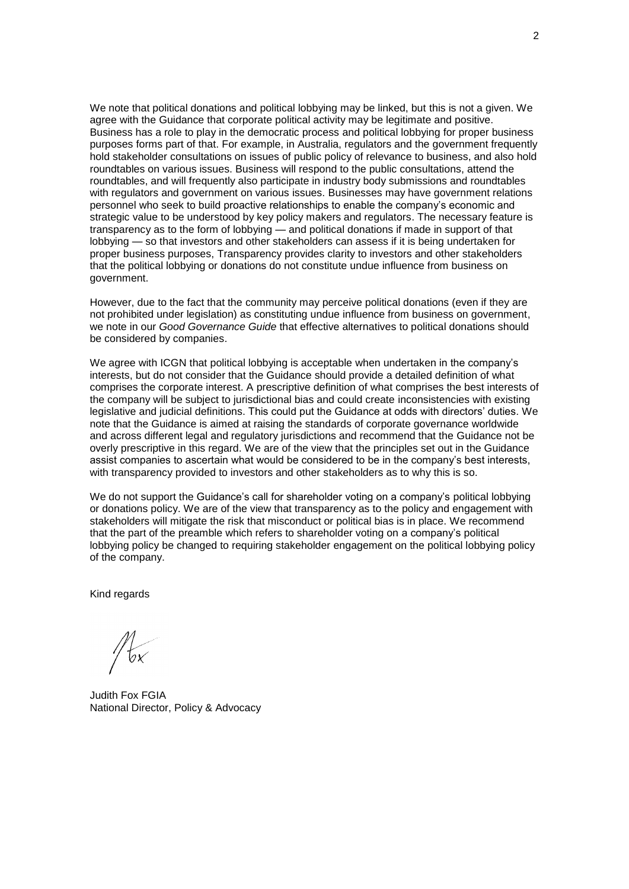We note that political donations and political lobbying may be linked, but this is not a given. We agree with the Guidance that corporate political activity may be legitimate and positive. Business has a role to play in the democratic process and political lobbying for proper business purposes forms part of that. For example, in Australia, regulators and the government frequently hold stakeholder consultations on issues of public policy of relevance to business, and also hold roundtables on various issues. Business will respond to the public consultations, attend the roundtables, and will frequently also participate in industry body submissions and roundtables with regulators and government on various issues. Businesses may have government relations personnel who seek to build proactive relationships to enable the company's economic and strategic value to be understood by key policy makers and regulators. The necessary feature is transparency as to the form of lobbying — and political donations if made in support of that lobbying — so that investors and other stakeholders can assess if it is being undertaken for proper business purposes, Transparency provides clarity to investors and other stakeholders that the political lobbying or donations do not constitute undue influence from business on government.

However, due to the fact that the community may perceive political donations (even if they are not prohibited under legislation) as constituting undue influence from business on government, we note in our *Good Governance Guide* that effective alternatives to political donations should be considered by companies.

We agree with ICGN that political lobbying is acceptable when undertaken in the company's interests, but do not consider that the Guidance should provide a detailed definition of what comprises the corporate interest. A prescriptive definition of what comprises the best interests of the company will be subject to jurisdictional bias and could create inconsistencies with existing legislative and judicial definitions. This could put the Guidance at odds with directors' duties. We note that the Guidance is aimed at raising the standards of corporate governance worldwide and across different legal and regulatory jurisdictions and recommend that the Guidance not be overly prescriptive in this regard. We are of the view that the principles set out in the Guidance assist companies to ascertain what would be considered to be in the company's best interests, with transparency provided to investors and other stakeholders as to why this is so.

We do not support the Guidance's call for shareholder voting on a company's political lobbying or donations policy. We are of the view that transparency as to the policy and engagement with stakeholders will mitigate the risk that misconduct or political bias is in place. We recommend that the part of the preamble which refers to shareholder voting on a company's political lobbying policy be changed to requiring stakeholder engagement on the political lobbying policy of the company.

Kind regards

Judith Fox FGIA
National Director, Policy & Advocacy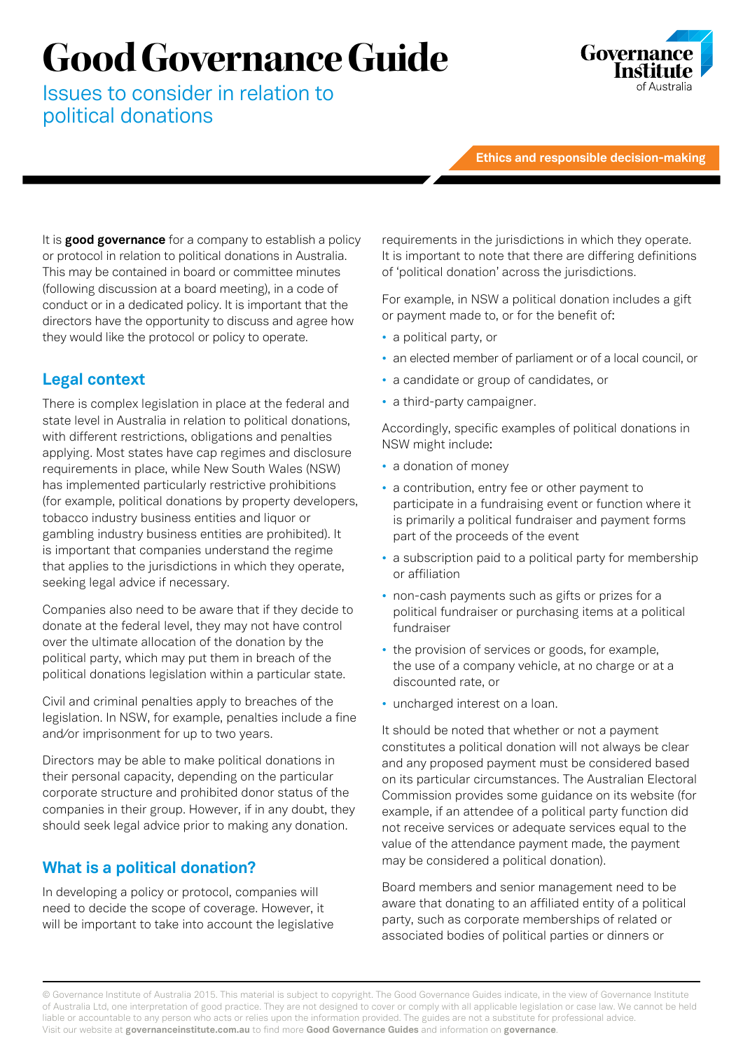# Good Governance Guide

Issues to consider in relation to political donations

Ethics and responsible decision-making

It is **good governance** for a company to establish a policy or protocol in relation to political donations in Australia. This may be contained in board or committee minutes (following discussion at a board meeting), in a code of conduct or in a dedicated policy. It is important that the directors have the opportunity to discuss and agree how they would like the protocol or policy to operate.

## Legal context

There is complex legislation in place at the federal and state level in Australia in relation to political donations, with different restrictions, obligations and penalties applying. Most states have cap regimes and disclosure requirements in place, while New South Wales (NSW) has implemented particularly restrictive prohibitions (for example, political donations by property developers, tobacco industry business entities and liquor or gambling industry business entities are prohibited). It is important that companies understand the regime that applies to the jurisdictions in which they operate, seeking legal advice if necessary.

Companies also need to be aware that if they decide to donate at the federal level, they may not have control over the ultimate allocation of the donation by the political party, which may put them in breach of the political donations legislation within a particular state.

Civil and criminal penalties apply to breaches of the legislation. In NSW, for example, penalties include a fine and/or imprisonment for up to two years.

Directors may be able to make political donations in their personal capacity, depending on the particular corporate structure and prohibited donor status of the companies in their group. However, if in any doubt, they should seek legal advice prior to making any donation.

## What is a political donation?

In developing a policy or protocol, companies will need to decide the scope of coverage. However, it will be important to take into account the legislative requirements in the jurisdictions in which they operate. It is important to note that there are differing definitions of 'political donation' across the jurisdictions.

For example, in NSW a political donation includes a gift or payment made to, or for the benefit of:

- a political party, or
- an elected member of parliament or of a local council, or
- a candidate or group of candidates, or
- a third-party campaigner.

Accordingly, specific examples of political donations in NSW might include:

- a donation of money
- a contribution, entry fee or other payment to participate in a fundraising event or function where it is primarily a political fundraiser and payment forms part of the proceeds of the event
- a subscription paid to a political party for membership or affiliation
- non-cash payments such as gifts or prizes for a political fundraiser or purchasing items at a political fundraiser
- the provision of services or goods, for example, the use of a company vehicle, at no charge or at a discounted rate, or
- uncharged interest on a loan.

It should be noted that whether or not a payment constitutes a political donation will not always be clear and any proposed payment must be considered based on its particular circumstances. The Australian Electoral Commission provides some guidance on its website (for example, if an attendee of a political party function did not receive services or adequate services equal to the value of the attendance payment made, the payment may be considered a political donation).

Board members and senior management need to be aware that donating to an affiliated entity of a political party, such as corporate memberships of related or associated bodies of political parties or dinners or

© Governance Institute of Australia 2015. This material is subject to copyright. The Good Governance Guides indicate, in the view of Governance Institute of Australia Ltd, one interpretation of good practice. They are not designed to cover or comply with all applicable legislation or case law. We cannot be held liable or accountable to any person who acts or relies upon the information provided. The guides are not a substitute for professional advice. Visit our website at **governanceinstitute.com.au** to find more **Good Governance Guides** and information on **governance**.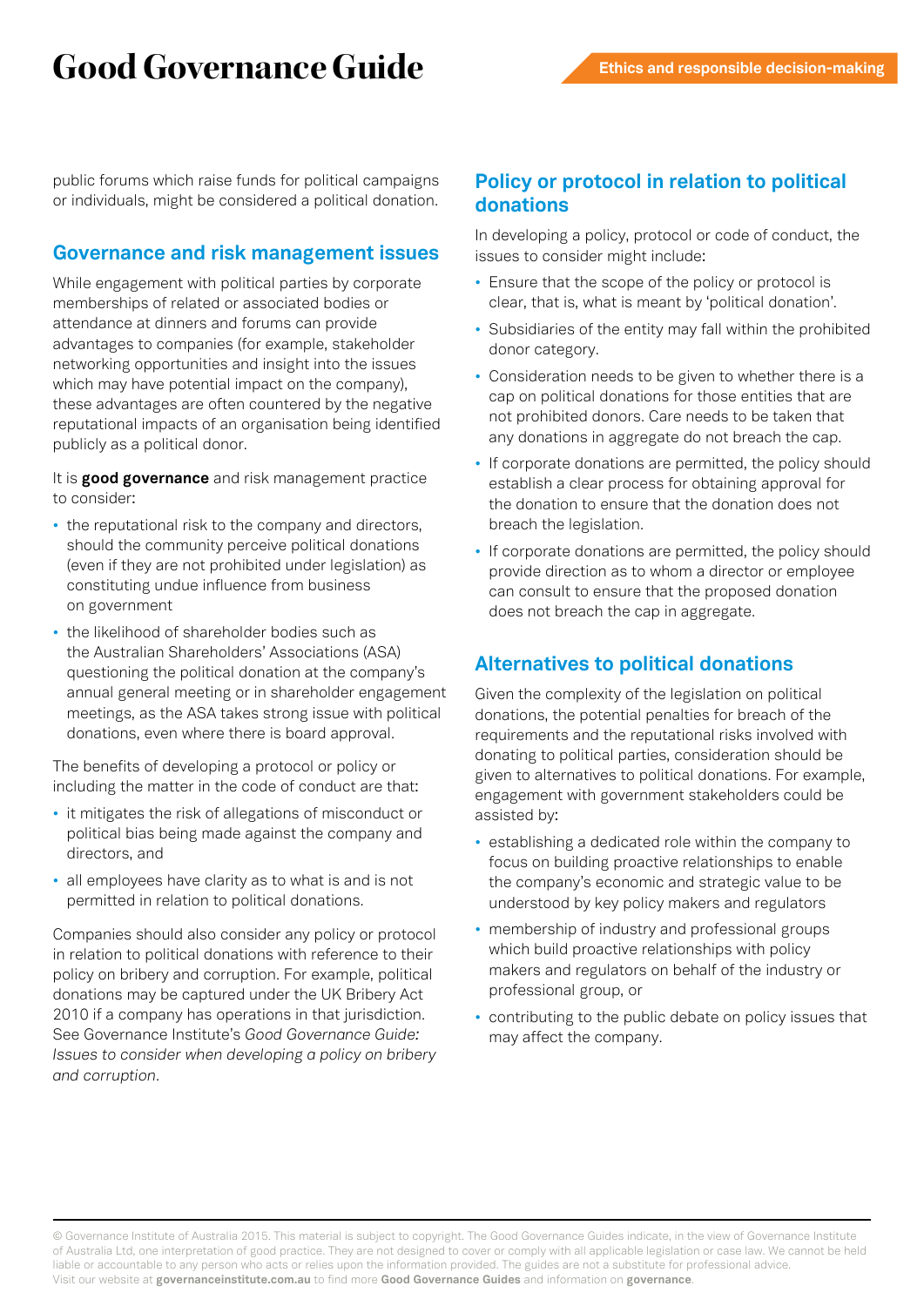public forums which raise funds for political campaigns or individuals, might be considered a political donation.

## Governance and risk management issues

While engagement with political parties by corporate memberships of related or associated bodies or attendance at dinners and forums can provide advantages to companies (for example, stakeholder networking opportunities and insight into the issues which may have potential impact on the company), these advantages are often countered by the negative reputational impacts of an organisation being identified publicly as a political donor.

It is **good governance** and risk management practice to consider:

- the reputational risk to the company and directors, should the community perceive political donations (even if they are not prohibited under legislation) as constituting undue influence from business on government
- the likelihood of shareholder bodies such as the Australian Shareholders' Associations (ASA) questioning the political donation at the company's annual general meeting or in shareholder engagement meetings, as the ASA takes strong issue with political donations, even where there is board approval.

The benefits of developing a protocol or policy or including the matter in the code of conduct are that:

- it mitigates the risk of allegations of misconduct or political bias being made against the company and directors, and
- all employees have clarity as to what is and is not permitted in relation to political donations.

Companies should also consider any policy or protocol in relation to political donations with reference to their policy on bribery and corruption. For example, political donations may be captured under the UK Bribery Act 2010 if a company has operations in that jurisdiction. See Governance Institute's *Good Governance Guide: Issues to consider when developing a policy on bribery and corruption*.

## Policy or protocol in relation to political donations

In developing a policy, protocol or code of conduct, the issues to consider might include:

- Ensure that the scope of the policy or protocol is clear, that is, what is meant by 'political donation'.
- Subsidiaries of the entity may fall within the prohibited donor category.
- Consideration needs to be given to whether there is a cap on political donations for those entities that are not prohibited donors. Care needs to be taken that any donations in aggregate do not breach the cap.
- If corporate donations are permitted, the policy should establish a clear process for obtaining approval for the donation to ensure that the donation does not breach the legislation.
- If corporate donations are permitted, the policy should provide direction as to whom a director or employee can consult to ensure that the proposed donation does not breach the cap in aggregate.

## Alternatives to political donations

Given the complexity of the legislation on political donations, the potential penalties for breach of the requirements and the reputational risks involved with donating to political parties, consideration should be given to alternatives to political donations. For example, engagement with government stakeholders could be assisted by:

- establishing a dedicated role within the company to focus on building proactive relationships to enable the company's economic and strategic value to be understood by key policy makers and regulators
- membership of industry and professional groups which build proactive relationships with policy makers and regulators on behalf of the industry or professional group, or
- contributing to the public debate on policy issues that may affect the company.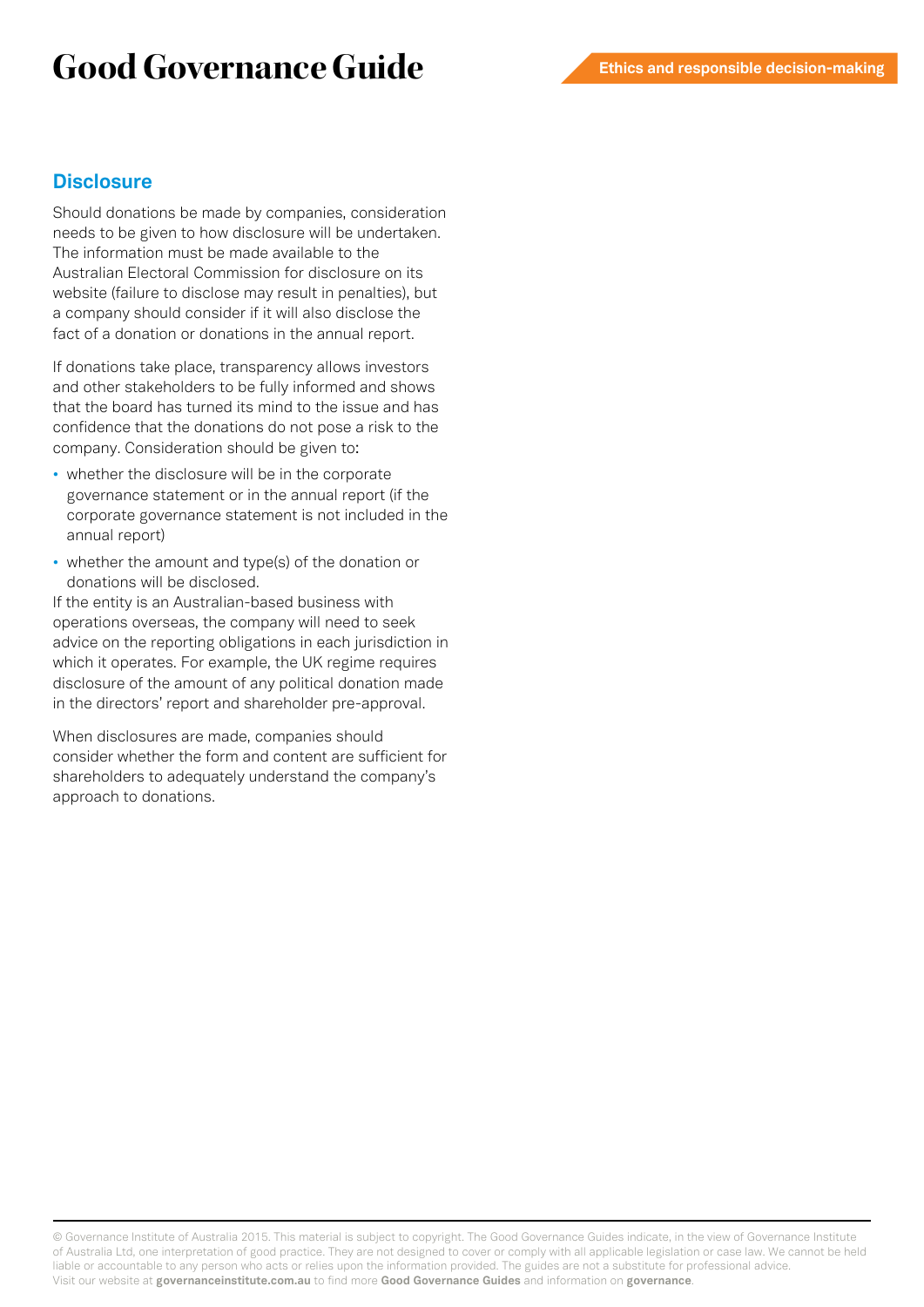## Disclosure

Should donations be made by companies, consideration needs to be given to how disclosure will be undertaken. The information must be made available to the Australian Electoral Commission for disclosure on its website (failure to disclose may result in penalties), but a company should consider if it will also disclose the fact of a donation or donations in the annual report.

If donations take place, transparency allows investors and other stakeholders to be fully informed and shows that the board has turned its mind to the issue and has confidence that the donations do not pose a risk to the company. Consideration should be given to:

- whether the disclosure will be in the corporate governance statement or in the annual report (if the corporate governance statement is not included in the annual report)
- whether the amount and type(s) of the donation or donations will be disclosed.

If the entity is an Australian-based business with operations overseas, the company will need to seek advice on the reporting obligations in each jurisdiction in which it operates. For example, the UK regime requires disclosure of the amount of any political donation made in the directors' report and shareholder pre-approval.

When disclosures are made, companies should consider whether the form and content are sufficient for shareholders to adequately understand the company's approach to donations.

© Governance Institute of Australia 2015. This material is subject to copyright. The Good Governance Guides indicate, in the view of Governance Institute of Australia Ltd, one interpretation of good practice. They are not designed to cover or comply with all applicable legislation or case law. We cannot be held liable or accountable to any person who acts or relies upon the information provided. The guides are not a substitute for professional advice. Visit our website at **governanceinstitute.com.au** to find more **Good Governance Guides** and information on **governance**.